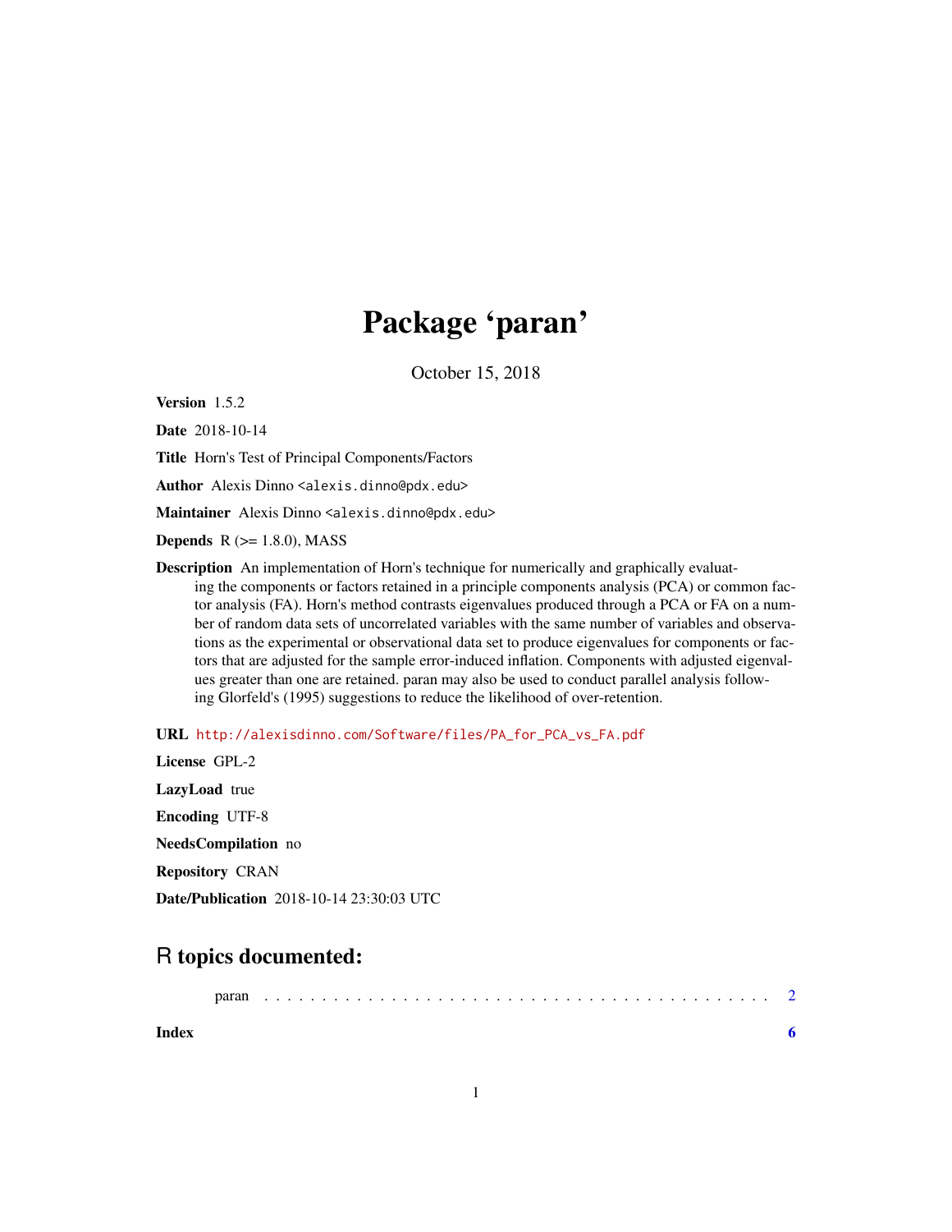# Package 'paran'

October 15, 2018

**Version** 1.5.2

**Date** 2018-10-14

**Title** Horn's Test of Principal Components/Factors

**Author** Alexis Dinno <alexis.dinno@pdx.edu>

**Maintainer** Alexis Dinno <alexis.dinno@pdx.edu>

**Depends** R (>= 1.8.0), MASS

**Description** An implementation of Horn's technique for numerically and graphically evaluating the components or factors retained in a principle components analysis (PCA) or common factor analysis (FA). Horn's method contrasts eigenvalues produced through a PCA or FA on a number of random data sets of uncorrelated variables with the same number of variables and observations as the experimental or observational data set to produce eigenvalues for components or factors that are adjusted for the sample error-induced inflation. Components with adjusted eigenvalues greater than one are retained. paran may also be used to conduct parallel analysis following Glorfeld's (1995) suggestions to reduce the likelihood of over-retention.

**URL** http://alexisdinno.com/Software/files/PA_for_PCA_vs_FA.pdf

**License** GPL-2

**LazyLoad** true

**Encoding** UTF-8

**NeedsCompilation** no

**Repository** CRAN

**Date/Publication** 2018-10-14 23:30:03 UTC

## R topics documented:

paran . . . . . . . . . . . . . . . . . . . . . . . . . . . . . . . . . . . . . . . . . . . 2

**Index** **6**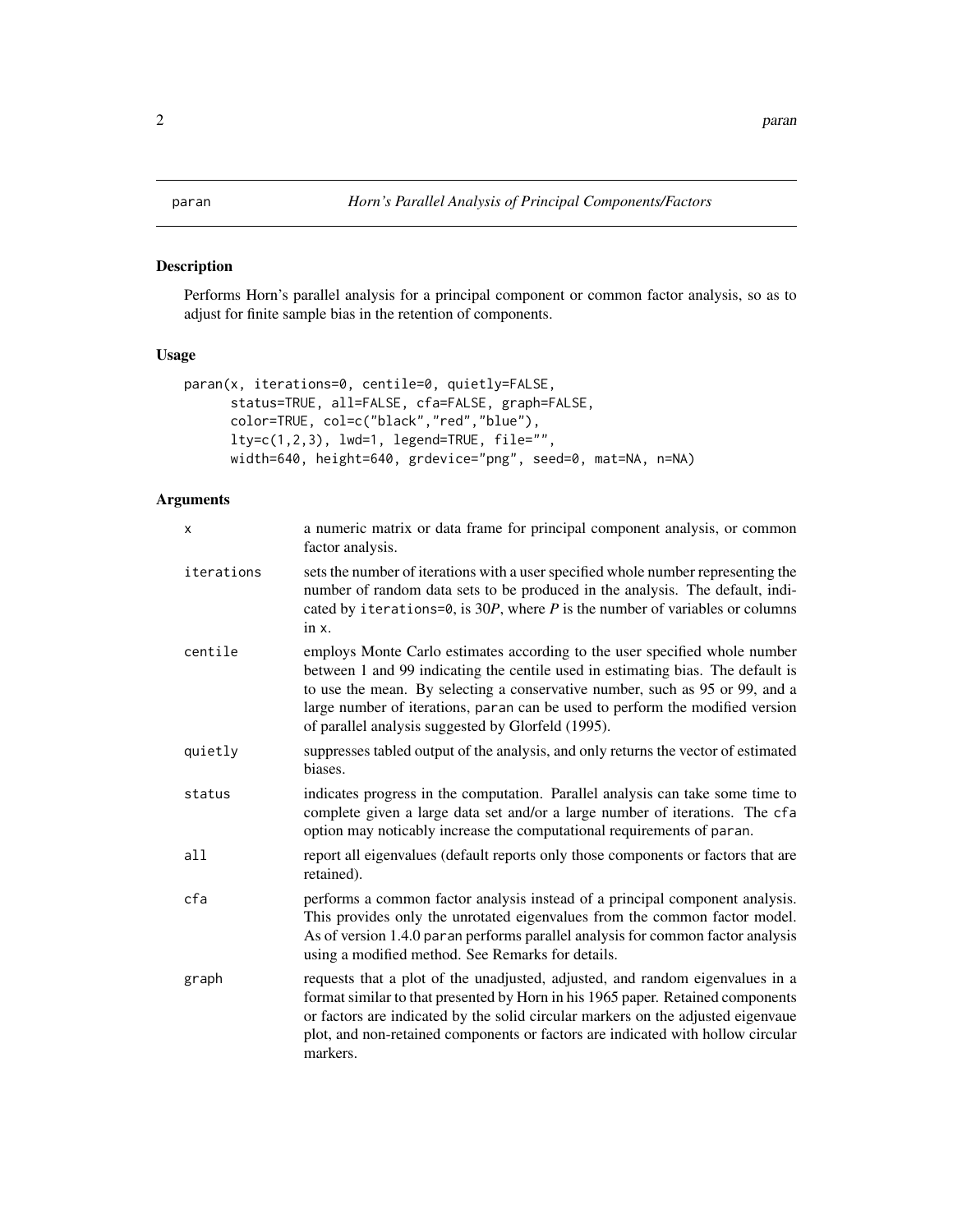paran — *Horn's Parallel Analysis of Principal Components/Factors*

## Description

Performs Horn's parallel analysis for a principal component or common factor analysis, so as to adjust for finite sample bias in the retention of components.

## Usage

```
paran(x, iterations=0, centile=0, quietly=FALSE,
      status=TRUE, all=FALSE, cfa=FALSE, graph=FALSE,
      color=TRUE, col=c("black","red","blue"),
      lty=c(1,2,3), lwd=1, legend=TRUE, file="",
      width=640, height=640, grdevice="png", seed=0, mat=NA, n=NA)
```

## Arguments

| | |
|---|---|
| `x` | a numeric matrix or data frame for principal component analysis, or common factor analysis. |
| `iterations` | sets the number of iterations with a user specified whole number representing the number of random data sets to be produced in the analysis. The default, indicated by `iterations=0`, is $30P$, where $P$ is the number of variables or columns in `x`. |
| `centile` | employs Monte Carlo estimates according to the user specified whole number between 1 and 99 indicating the centile used in estimating bias. The default is to use the mean. By selecting a conservative number, such as 95 or 99, and a large number of iterations, `paran` can be used to perform the modified version of parallel analysis suggested by Glorfeld (1995). |
| `quietly` | suppresses tabled output of the analysis, and only returns the vector of estimated biases. |
| `status` | indicates progress in the computation. Parallel analysis can take some time to complete given a large data set and/or a large number of iterations. The `cfa` option may noticably increase the computational requirements of `paran`. |
| `all` | report all eigenvalues (default reports only those components or factors that are retained). |
| `cfa` | performs a common factor analysis instead of a principal component analysis. This provides only the unrotated eigenvalues from the common factor model. As of version 1.4.0 `paran` performs parallel analysis for common factor analysis using a modified method. See Remarks for details. |
| `graph` | requests that a plot of the unadjusted, adjusted, and random eigenvalues in a format similar to that presented by Horn in his 1965 paper. Retained components or factors are indicated by the solid circular markers on the adjusted eigenvaue plot, and non-retained components or factors are indicated with hollow circular markers. |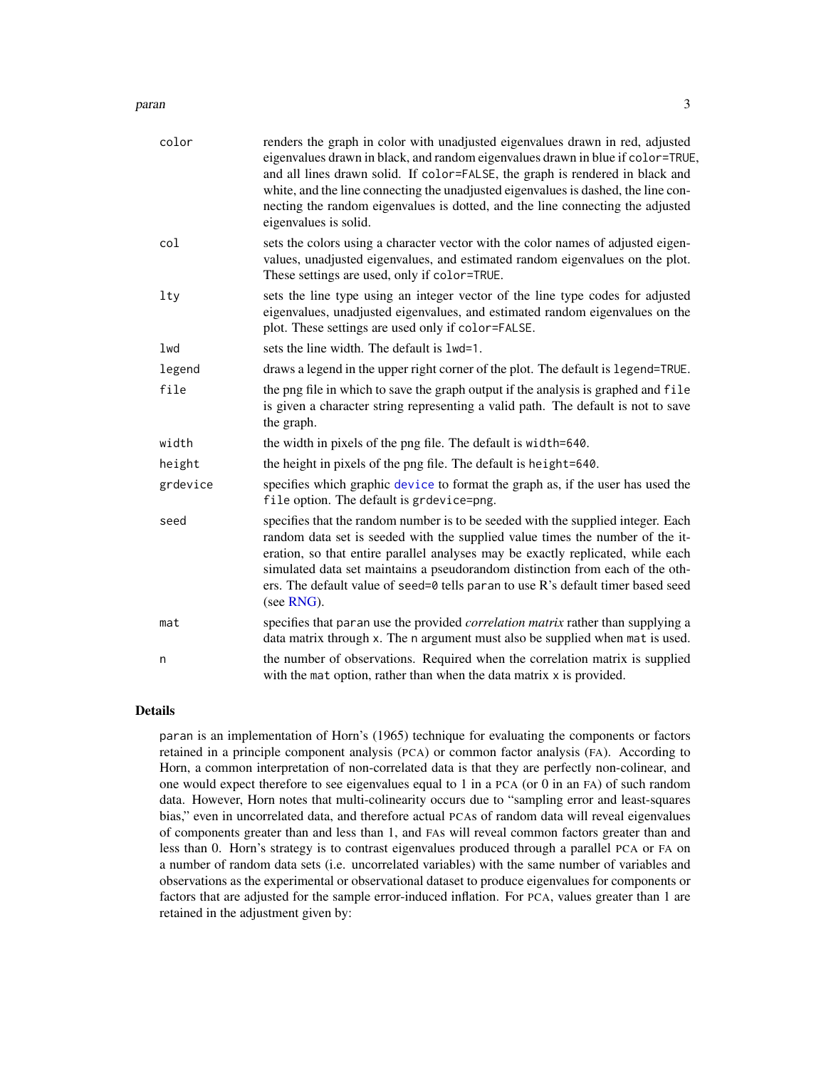| | |
|---|---|
| `color` | renders the graph in color with unadjusted eigenvalues drawn in red, adjusted eigenvalues drawn in black, and random eigenvalues drawn in blue if `color=TRUE`, and all lines drawn solid. If `color=FALSE`, the graph is rendered in black and white, and the line connecting the unadjusted eigenvalues is dashed, the line connecting the random eigenvalues is dotted, and the line connecting the adjusted eigenvalues is solid. |
| `col` | sets the colors using a character vector with the color names of adjusted eigenvalues, unadjusted eigenvalues, and estimated random eigenvalues on the plot. These settings are used, only if `color=TRUE`. |
| `lty` | sets the line type using an integer vector of the line type codes for adjusted eigenvalues, unadjusted eigenvalues, and estimated random eigenvalues on the plot. These settings are used only if `color=FALSE`. |
| `lwd` | sets the line width. The default is `lwd=1`. |
| `legend` | draws a legend in the upper right corner of the plot. The default is `legend=TRUE`. |
| `file` | the png file in which to save the graph output if the analysis is graphed and `file` is given a character string representing a valid path. The default is not to save the graph. |
| `width` | the width in pixels of the png file. The default is `width=640`. |
| `height` | the height in pixels of the png file. The default is `height=640`. |
| `grdevice` | specifies which graphic `device` to format the graph as, if the user has used the `file` option. The default is `grdevice=png`. |
| `seed` | specifies that the random number is to be seeded with the supplied integer. Each random data set is seeded with the supplied value times the number of the iteration, so that entire parallel analyses may be exactly replicated, while each simulated data set maintains a pseudorandom distinction from each of the others. The default value of `seed=0` tells `paran` to use R's default timer based seed (see RNG). |
| `mat` | specifies that `paran` use the provided *correlation matrix* rather than supplying a data matrix through `x`. The `n` argument must also be supplied when `mat` is used. |
| `n` | the number of observations. Required when the correlation matrix is supplied with the `mat` option, rather than when the data matrix `x` is provided. |

## Details

`paran` is an implementation of Horn's (1965) technique for evaluating the components or factors retained in a principle component analysis (PCA) or common factor analysis (FA). According to Horn, a common interpretation of non-correlated data is that they are perfectly non-colinear, and one would expect therefore to see eigenvalues equal to 1 in a PCA (or 0 in an FA) of such random data. However, Horn notes that multi-colinearity occurs due to "sampling error and least-squares bias," even in uncorrelated data, and therefore actual PCAs of random data will reveal eigenvalues of components greater than and less than 1, and FAs will reveal common factors greater than and less than 0. Horn's strategy is to contrast eigenvalues produced through a parallel PCA or FA on a number of random data sets (i.e. uncorrelated variables) with the same number of variables and observations as the experimental or observational dataset to produce eigenvalues for components or factors that are adjusted for the sample error-induced inflation. For PCA, values greater than 1 are retained in the adjustment given by: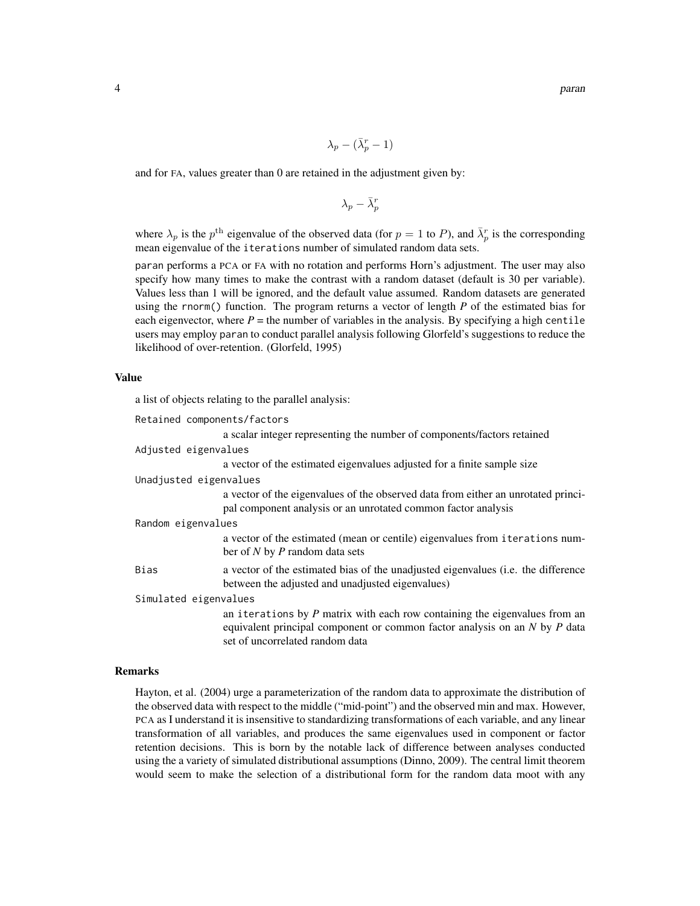$$\lambda_p - (\bar{\lambda}_p^r - 1)$$

and for FA, values greater than 0 are retained in the adjustment given by:

$$\lambda_p - \bar{\lambda}_p^r$$

where $\lambda_p$ is the $p^{\text{th}}$ eigenvalue of the observed data (for $p = 1$ to $P$), and $\bar{\lambda}_p^r$ is the corresponding mean eigenvalue of the `iterations` number of simulated random data sets.

`paran` performs a PCA or FA with no rotation and performs Horn's adjustment. The user may also specify how many times to make the contrast with a random dataset (default is 30 per variable). Values less than 1 will be ignored, and the default value assumed. Random datasets are generated using the `rnorm()` function. The program returns a vector of length *P* of the estimated bias for each eigenvector, where *P* = the number of variables in the analysis. By specifying a high `centile` users may employ `paran` to conduct parallel analysis following Glorfeld's suggestions to reduce the likelihood of over-retention. (Glorfeld, 1995)

## Value

a list of objects relating to the parallel analysis:

`Retained components/factors`
: a scalar integer representing the number of components/factors retained

`Adjusted eigenvalues`
: a vector of the estimated eigenvalues adjusted for a finite sample size

`Unadjusted eigenvalues`
: a vector of the eigenvalues of the observed data from either an unrotated principal component analysis or an unrotated common factor analysis

`Random eigenvalues`
: a vector of the estimated (mean or centile) eigenvalues from `iterations` number of *N* by *P* random data sets

`Bias`
: a vector of the estimated bias of the unadjusted eigenvalues (i.e. the difference between the adjusted and unadjusted eigenvalues)

`Simulated eigenvalues`
: an `iterations` by *P* matrix with each row containing the eigenvalues from an equivalent principal component or common factor analysis on an *N* by *P* data set of uncorrelated random data

## Remarks

Hayton, et al. (2004) urge a parameterization of the random data to approximate the distribution of the observed data with respect to the middle ("mid-point") and the observed min and max. However, PCA as I understand it is insensitive to standardizing transformations of each variable, and any linear transformation of all variables, and produces the same eigenvalues used in component or factor retention decisions. This is born by the notable lack of difference between analyses conducted using the a variety of simulated distributional assumptions (Dinno, 2009). The central limit theorem would seem to make the selection of a distributional form for the random data moot with any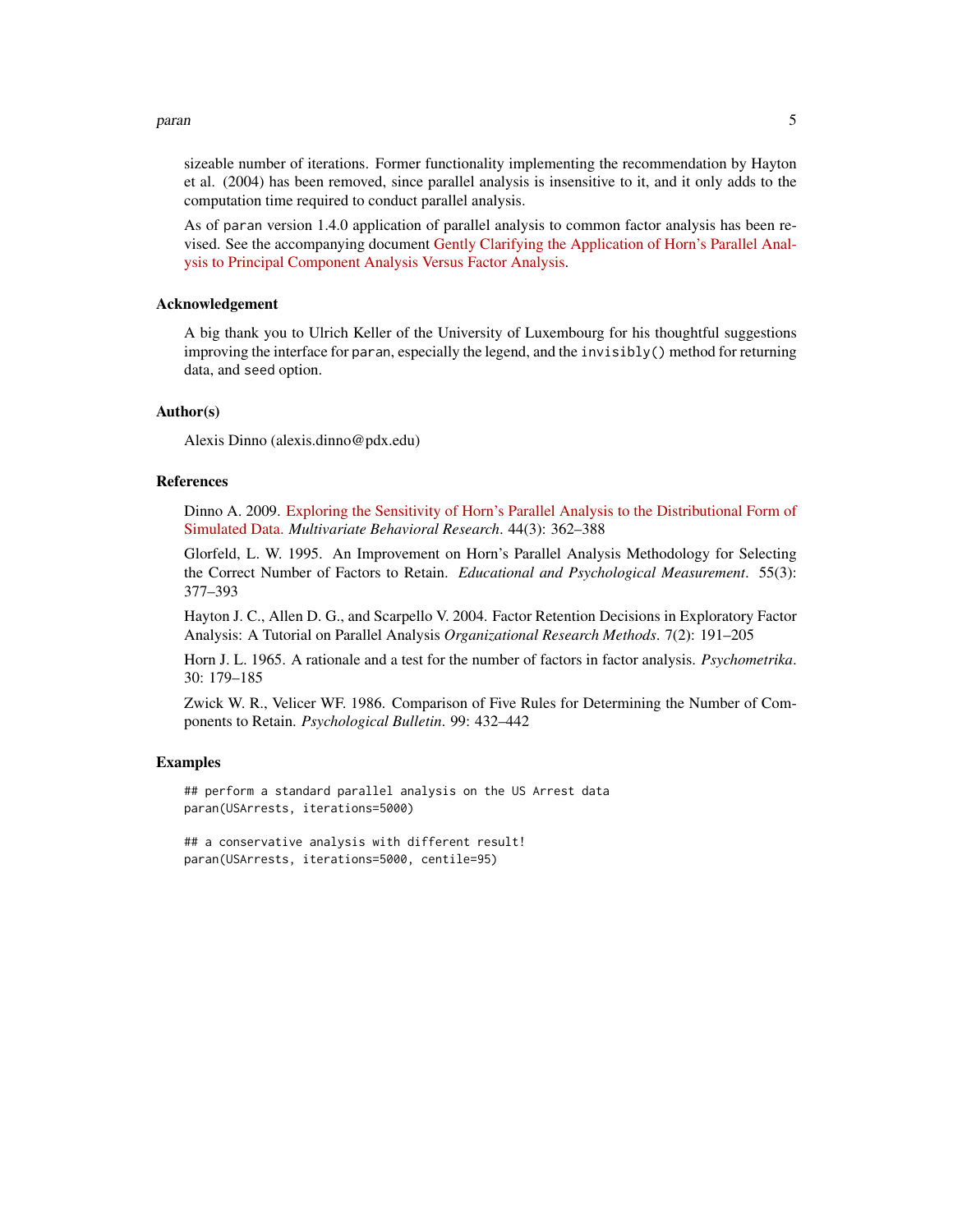sizeable number of iterations. Former functionality implementing the recommendation by Hayton et al. (2004) has been removed, since parallel analysis is insensitive to it, and it only adds to the computation time required to conduct parallel analysis.

As of `paran` version 1.4.0 application of parallel analysis to common factor analysis has been revised. See the accompanying document Gently Clarifying the Application of Horn's Parallel Analysis to Principal Component Analysis Versus Factor Analysis.

### Acknowledgement

A big thank you to Ulrich Keller of the University of Luxembourg for his thoughtful suggestions improving the interface for `paran`, especially the legend, and the `invisibly()` method for returning data, and `seed` option.

### Author(s)

Alexis Dinno (alexis.dinno@pdx.edu)

### References

Dinno A. 2009. Exploring the Sensitivity of Horn's Parallel Analysis to the Distributional Form of Simulated Data. *Multivariate Behavioral Research*. 44(3): 362–388

Glorfeld, L. W. 1995. An Improvement on Horn's Parallel Analysis Methodology for Selecting the Correct Number of Factors to Retain. *Educational and Psychological Measurement*. 55(3): 377–393

Hayton J. C., Allen D. G., and Scarpello V. 2004. Factor Retention Decisions in Exploratory Factor Analysis: A Tutorial on Parallel Analysis *Organizational Research Methods*. 7(2): 191–205

Horn J. L. 1965. A rationale and a test for the number of factors in factor analysis. *Psychometrika*. 30: 179–185

Zwick W. R., Velicer WF. 1986. Comparison of Five Rules for Determining the Number of Components to Retain. *Psychological Bulletin*. 99: 432–442

### Examples

```
## perform a standard parallel analysis on the US Arrest data
paran(USArrests, iterations=5000)

## a conservative analysis with different result!
paran(USArrests, iterations=5000, centile=95)
```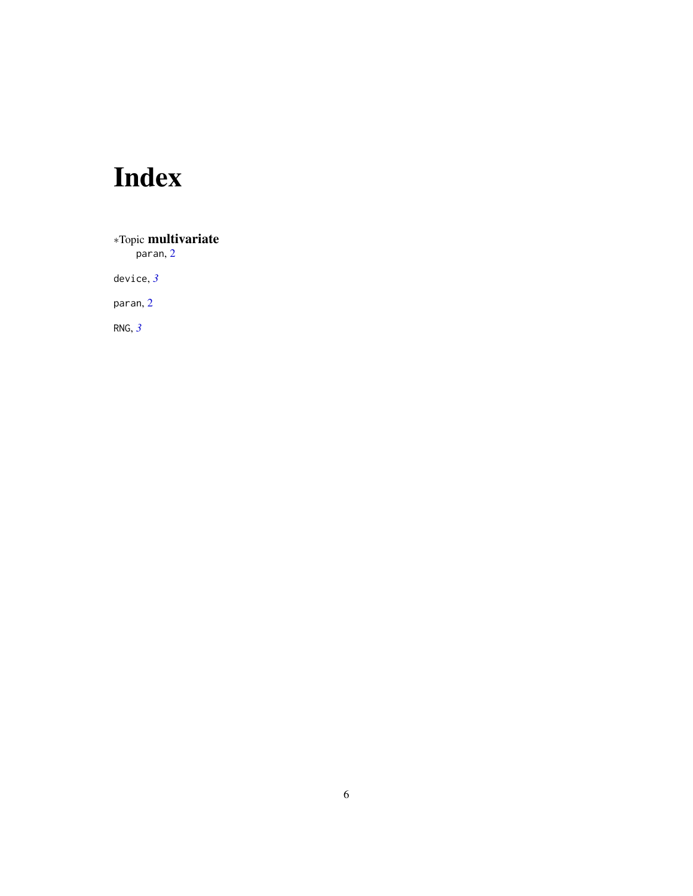# Index

∗Topic **multivariate**
  `paran`, 2

`device`, *3*

`paran`, 2

`RNG`, *3*